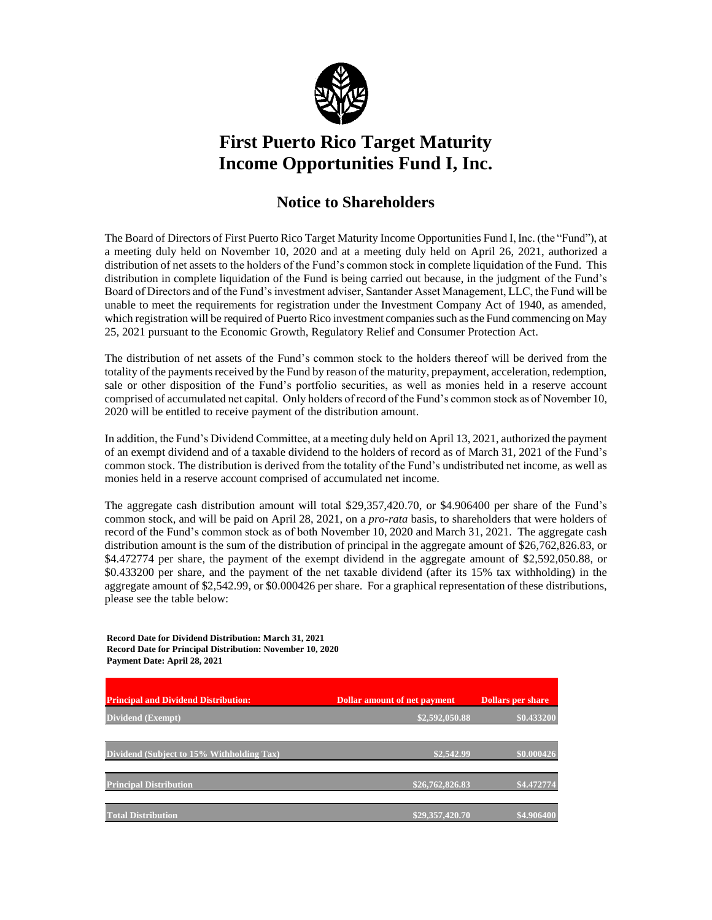# First Puerto Rico Target Maturity Income Opportunities Fund I, Inc.

## Notice to Shareholders

The Board of Directors of First Puerto Rico Target Maturity Income Opportunities Fund I, Inc. (the "Fund"), at a meeting duly held on November 10, 2020 and at a meeting duly held on April 26, 2021, authorized a distribution of net assets to the holders of the Fund's common stock in complete liquidation of the Fund. This distribution in complete liquidation of the Fund is being carried out because, in the judgment of the Fund's Board of Directors and of the Fund's investment adviser, Santander Asset Management, LLC, the Fund will be unable to meet the requirements for registration under the Investment Company Act of 1940, as amended, which registration will be required of Puerto Rico investment companies such as the Fund commencing on May 25, 2021 pursuant to the Economic Growth, Regulatory Relief and Consumer Protection Act.

The distribution of net assets of the Fund's common stock to the holders thereof will be derived from the totality of the payments received by the Fund by reason of the maturity, prepayment, acceleration, redemption, sale or other disposition of the Fund's portfolio securities, as well as monies held in a reserve account comprised of accumulated net capital. Only holders of record of the Fund's common stock as of November 10, 2020 will be entitled to receive payment of the distribution amount.

In addition, the Fund's Dividend Committee, at a meeting duly held on April 13, 2021, authorized the payment of an exempt dividend and of a taxable dividend to the holders of record as of March 31, 2021 of the Fund's common stock. The distribution is derived from the totality of the Fund's undistributed net income, as well as monies held in a reserve account comprised of accumulated net income.

The aggregate cash distribution amount will total $29,357,420.70, or $4.906400 per share of the Fund's common stock, and will be paid on April 28, 2021, on a *pro-rata* basis, to shareholders that were holders of record of the Fund's common stock as of both November 10, 2020 and March 31, 2021. The aggregate cash distribution amount is the sum of the distribution of principal in the aggregate amount of $26,762,826.83, or $4.472774 per share, the payment of the exempt dividend in the aggregate amount of $2,592,050.88, or $0.433200 per share, and the payment of the net taxable dividend (after its 15% tax withholding) in the aggregate amount of $2,542.99, or $0.000426 per share. For a graphical representation of these distributions, please see the table below:

**Record Date for Dividend Distribution: March 31, 2021**
**Record Date for Principal Distribution: November 10, 2020**
**Payment Date: April 28, 2021**

| Principal and Dividend Distribution: | Dollar amount of net payment | Dollars per share |
|---|---|---|
| Dividend (Exempt) | $2,592,050.88 | $0.433200 |
| Dividend (Subject to 15% Withholding Tax) | $2,542.99 | $0.000426 |
| Principal Distribution | $26,762,826.83 | $4.472774 |
| Total Distribution | $29,357,420.70 | $4.906400 |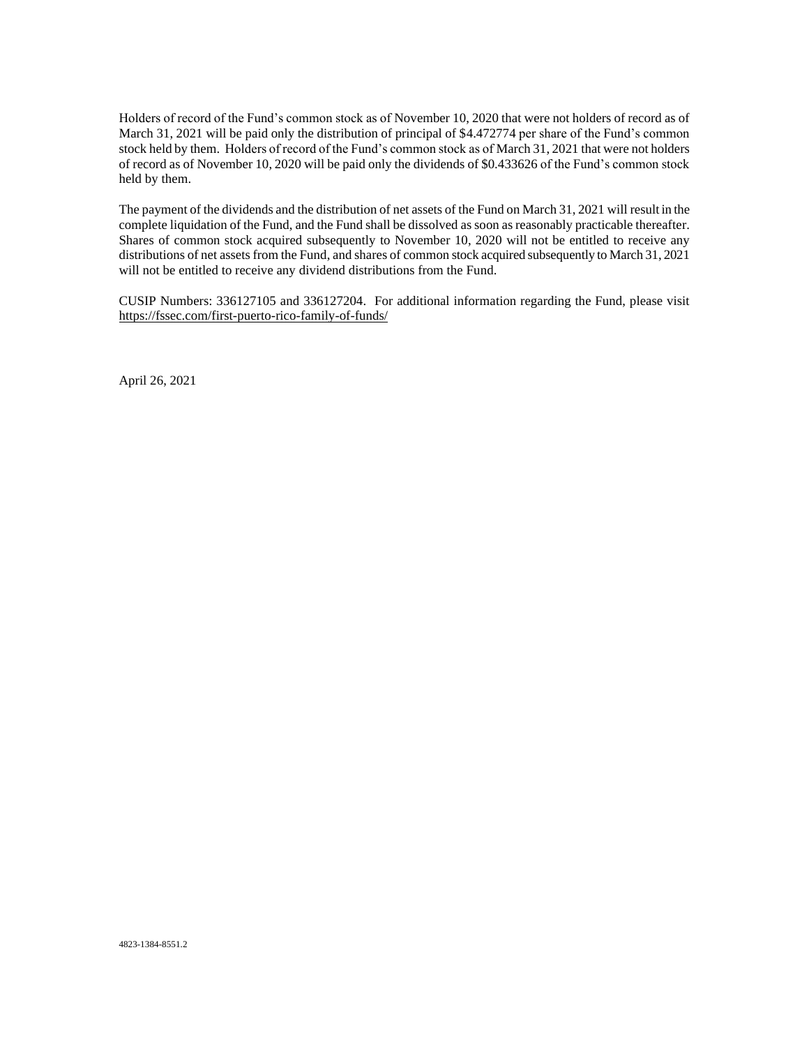Holders of record of the Fund's common stock as of November 10, 2020 that were not holders of record as of March 31, 2021 will be paid only the distribution of principal of $4.472774 per share of the Fund's common stock held by them. Holders of record of the Fund's common stock as of March 31, 2021 that were not holders of record as of November 10, 2020 will be paid only the dividends of $0.433626 of the Fund's common stock held by them.

The payment of the dividends and the distribution of net assets of the Fund on March 31, 2021 will result in the complete liquidation of the Fund, and the Fund shall be dissolved as soon as reasonably practicable thereafter. Shares of common stock acquired subsequently to November 10, 2020 will not be entitled to receive any distributions of net assets from the Fund, and shares of common stock acquired subsequently to March 31, 2021 will not be entitled to receive any dividend distributions from the Fund.

CUSIP Numbers: 336127105 and 336127204. For additional information regarding the Fund, please visit https://fssec.com/first-puerto-rico-family-of-funds/

April 26, 2021

4823-1384-8551.2